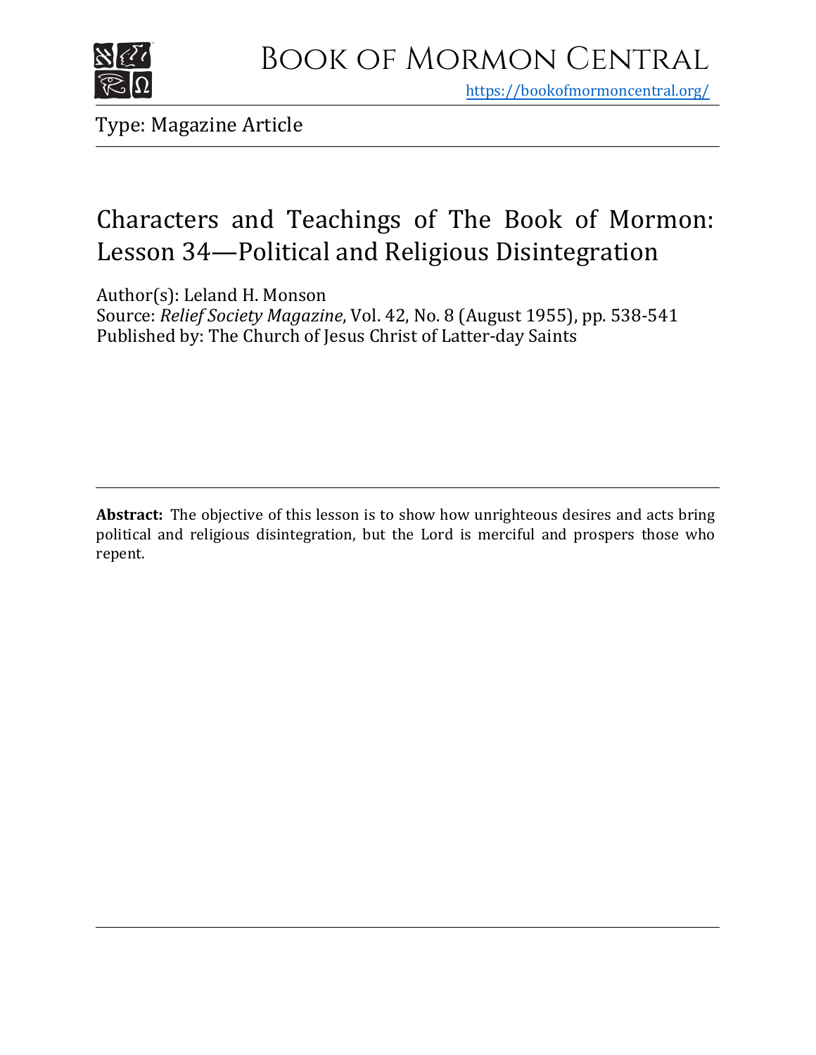# Book of Mormon Central

https://bookofmormoncentral.org/

Type: Magazine Article

## Characters and Teachings of The Book of Mormon: Lesson 34—Political and Religious Disintegration

Author(s): Leland H. Monson
Source: *Relief Society Magazine*, Vol. 42, No. 8 (August 1955), pp. 538-541
Published by: The Church of Jesus Christ of Latter-day Saints

**Abstract:** The objective of this lesson is to show how unrighteous desires and acts bring political and religious disintegration, but the Lord is merciful and prospers those who repent.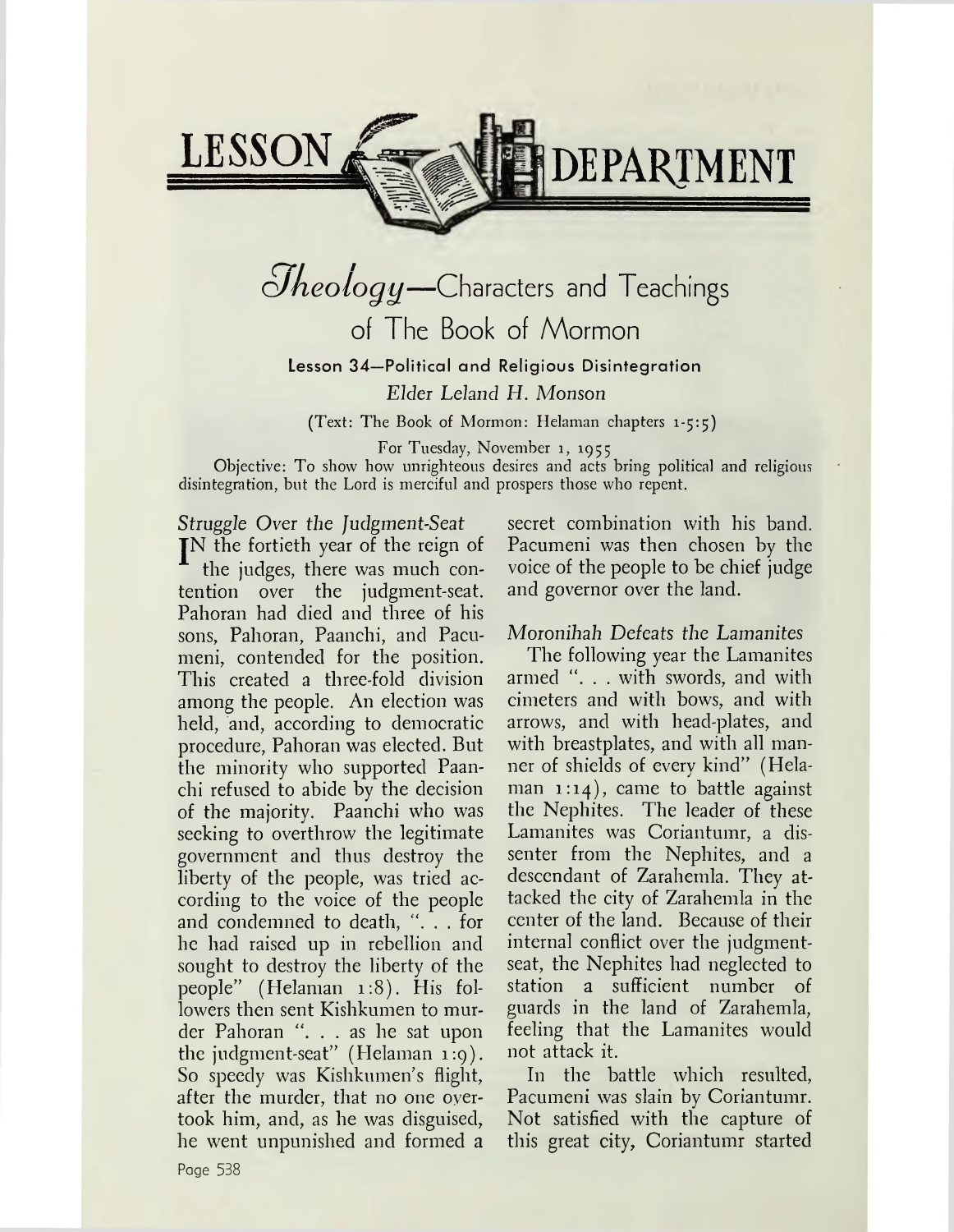# LESSON DEPARTMENT

## *Theology*—Characters and Teachings of The Book of Mormon

### Lesson 34—Political and Religious Disintegration

*Elder Leland H. Monson*

(Text: The Book of Mormon: Helaman chapters 1-5:5)

For Tuesday, November 1, 1955

Objective: To show how unrighteous desires and acts bring political and religious disintegration, but the Lord is merciful and prospers those who repent.

*Struggle Over the Judgment-Seat*

IN the fortieth year of the reign of the judges, there was much contention over the judgment-seat. Pahoran had died and three of his sons, Pahoran, Paanchi, and Pacumeni, contended for the position. This created a three-fold division among the people. An election was held, and, according to democratic procedure, Pahoran was elected. But the minority who supported Paanchi refused to abide by the decision of the majority. Paanchi who was seeking to overthrow the legitimate government and thus destroy the liberty of the people, was tried according to the voice of the people and condemned to death, ". . . for he had raised up in rebellion and sought to destroy the liberty of the people" (Helaman 1:8). His followers then sent Kishkumen to murder Pahoran ". . . as he sat upon the judgment-seat" (Helaman 1:9). So speedy was Kishkumen's flight, after the murder, that no one overtook him, and, as he was disguised, he went unpunished and formed a secret combination with his band. Pacumeni was then chosen by the voice of the people to be chief judge and governor over the land.

*Moronihah Defeats the Lamanites*

The following year the Lamanites armed ". . . with swords, and with cimeters and with bows, and with arrows, and with head-plates, and with breastplates, and with all manner of shields of every kind" (Helaman 1:14), came to battle against the Nephites. The leader of these Lamanites was Coriantumr, a dissenter from the Nephites, and a descendant of Zarahemla. They attacked the city of Zarahemla in the center of the land. Because of their internal conflict over the judgment-seat, the Nephites had neglected to station a sufficient number of guards in the land of Zarahemla, feeling that the Lamanites would not attack it.

In the battle which resulted, Pacumeni was slain by Coriantumr. Not satisfied with the capture of this great city, Coriantumr started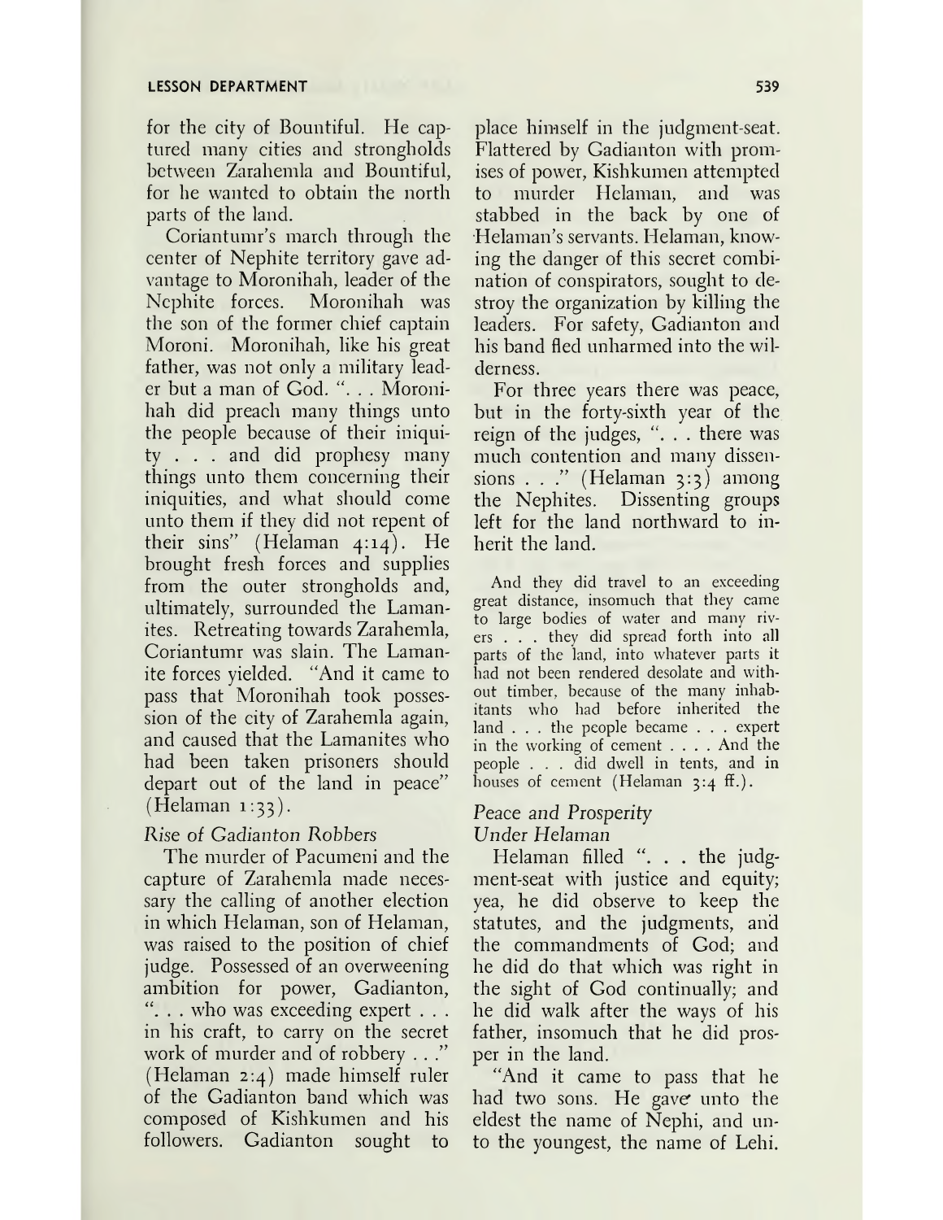for the city of Bountiful. He captured many cities and strongholds between Zarahemla and Bountiful, for he wanted to obtain the north parts of the land.

Coriantumr's march through the center of Nephite territory gave advantage to Moronihah, leader of the Nephite forces. Moronihah was the son of the former chief captain Moroni. Moronihah, like his great father, was not only a military leader but a man of God. ". . . Moronihah did preach many things unto the people because of their iniquity . . . and did prophesy many things unto them concerning their iniquities, and what should come unto them if they did not repent of their sins" (Helaman 4:14). He brought fresh forces and supplies from the outer strongholds and, ultimately, surrounded the Lamanites. Retreating towards Zarahemla, Coriantumr was slain. The Lamanite forces yielded. "And it came to pass that Moronihah took possession of the city of Zarahemla again, and caused that the Lamanites who had been taken prisoners should depart out of the land in peace" (Helaman 1:33).

*Rise of Gadianton Robbers*

The murder of Pacumeni and the capture of Zarahemla made necessary the calling of another election in which Helaman, son of Helaman, was raised to the position of chief judge. Possessed of an overweening ambition for power, Gadianton, ". . . who was exceeding expert . . . in his craft, to carry on the secret work of murder and of robbery . . ." (Helaman 2:4) made himself ruler of the Gadianton band which was composed of Kishkumen and his followers. Gadianton sought to place himself in the judgment-seat. Flattered by Gadianton with promises of power, Kishkumen attempted to murder Helaman, and was stabbed in the back by one of Helaman's servants. Helaman, knowing the danger of this secret combination of conspirators, sought to destroy the organization by killing the leaders. For safety, Gadianton and his band fled unharmed into the wilderness.

For three years there was peace, but in the forty-sixth year of the reign of the judges, ". . . there was much contention and many dissensions . . ." (Helaman 3:3) among the Nephites. Dissenting groups left for the land northward to inherit the land.

> And they did travel to an exceeding great distance, insomuch that they came to large bodies of water and many rivers . . . they did spread forth into all parts of the land, into whatever parts it had not been rendered desolate and without timber, because of the many inhabitants who had before inherited the land . . . the people became . . . expert in the working of cement . . . . And the people . . . did dwell in tents, and in houses of cement (Helaman 3:4 ff.).

*Peace and Prosperity Under Helaman*

Helaman filled ". . . the judgment-seat with justice and equity; yea, he did observe to keep the statutes, and the judgments, and the commandments of God; and he did do that which was right in the sight of God continually; and he did walk after the ways of his father, insomuch that he did prosper in the land.

"And it came to pass that he had two sons. He gave unto the eldest the name of Nephi, and unto the youngest, the name of Lehi.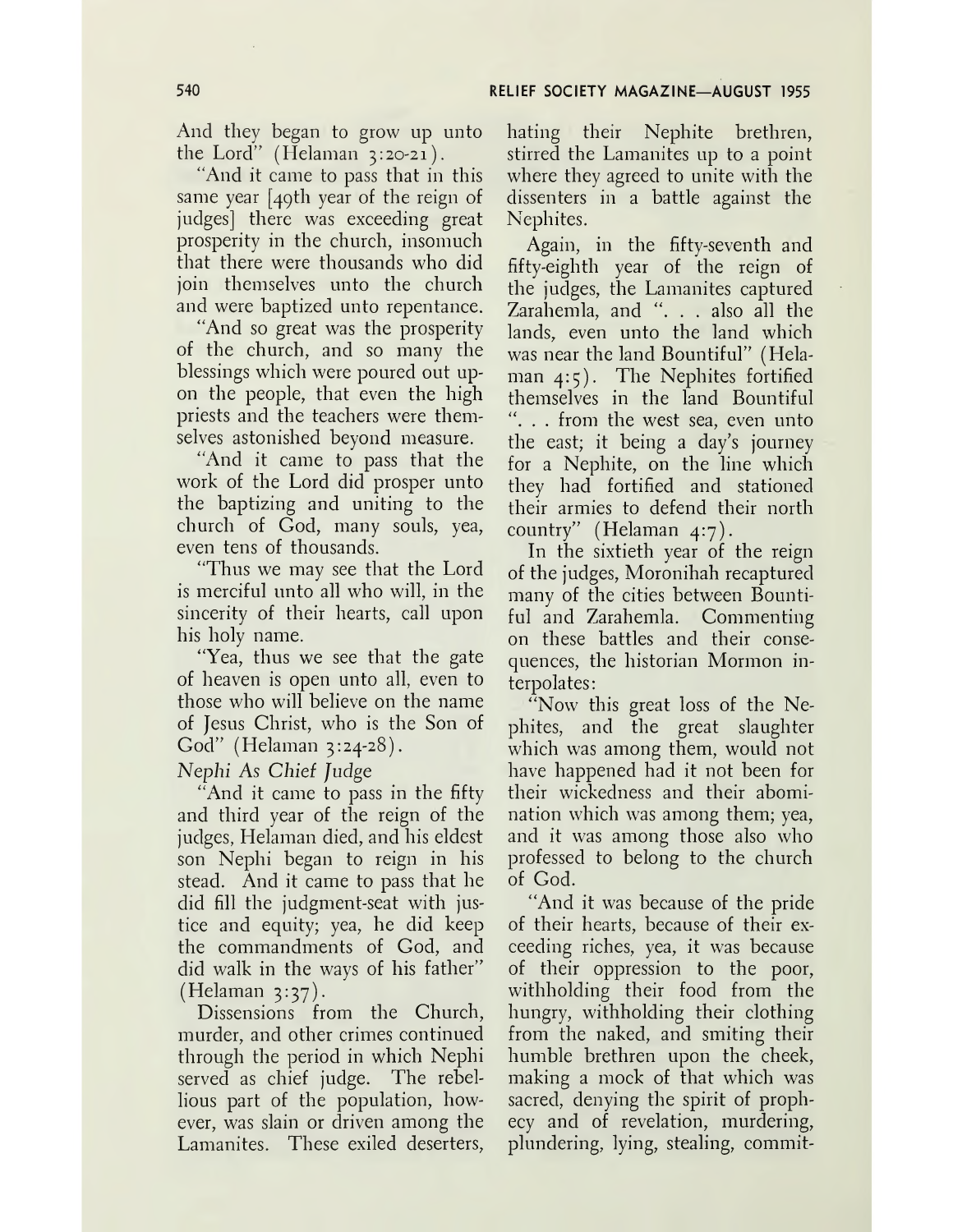And they began to grow up unto the Lord" (Helaman 3:20-21).

"And it came to pass that in this same year [49th year of the reign of judges] there was exceeding great prosperity in the church, insomuch that there were thousands who did join themselves unto the church and were baptized unto repentance.

"And so great was the prosperity of the church, and so many the blessings which were poured out upon the people, that even the high priests and the teachers were themselves astonished beyond measure.

"And it came to pass that the work of the Lord did prosper unto the baptizing and uniting to the church of God, many souls, yea, even tens of thousands.

"Thus we may see that the Lord is merciful unto all who will, in the sincerity of their hearts, call upon his holy name.

"Yea, thus we see that the gate of heaven is open unto all, even to those who will believe on the name of Jesus Christ, who is the Son of God" (Helaman 3:24-28).

*Nephi As Chief Judge*

"And it came to pass in the fifty and third year of the reign of the judges, Helaman died, and his eldest son Nephi began to reign in his stead. And it came to pass that he did fill the judgment-seat with justice and equity; yea, he did keep the commandments of God, and did walk in the ways of his father" (Helaman 3:37).

Dissensions from the Church, murder, and other crimes continued through the period in which Nephi served as chief judge. The rebellious part of the population, however, was slain or driven among the Lamanites. These exiled deserters, hating their Nephite brethren, stirred the Lamanites up to a point where they agreed to unite with the dissenters in a battle against the Nephites.

Again, in the fifty-seventh and fifty-eighth year of the reign of the judges, the Lamanites captured Zarahemla, and ". . . also all the lands, even unto the land which was near the land Bountiful" (Helaman 4:5). The Nephites fortified themselves in the land Bountiful ". . . from the west sea, even unto the east; it being a day's journey for a Nephite, on the line which they had fortified and stationed their armies to defend their north country" (Helaman 4:7).

In the sixtieth year of the reign of the judges, Moronihah recaptured many of the cities between Bountiful and Zarahemla. Commenting on these battles and their consequences, the historian Mormon interpolates:

"Now this great loss of the Nephites, and the great slaughter which was among them, would not have happened had it not been for their wickedness and their abomination which was among them; yea, and it was among those also who professed to belong to the church of God.

"And it was because of the pride of their hearts, because of their exceeding riches, yea, it was because of their oppression to the poor, withholding their food from the hungry, withholding their clothing from the naked, and smiting their humble brethren upon the cheek, making a mock of that which was sacred, denying the spirit of prophecy and of revelation, murdering, plundering, lying, stealing, commit-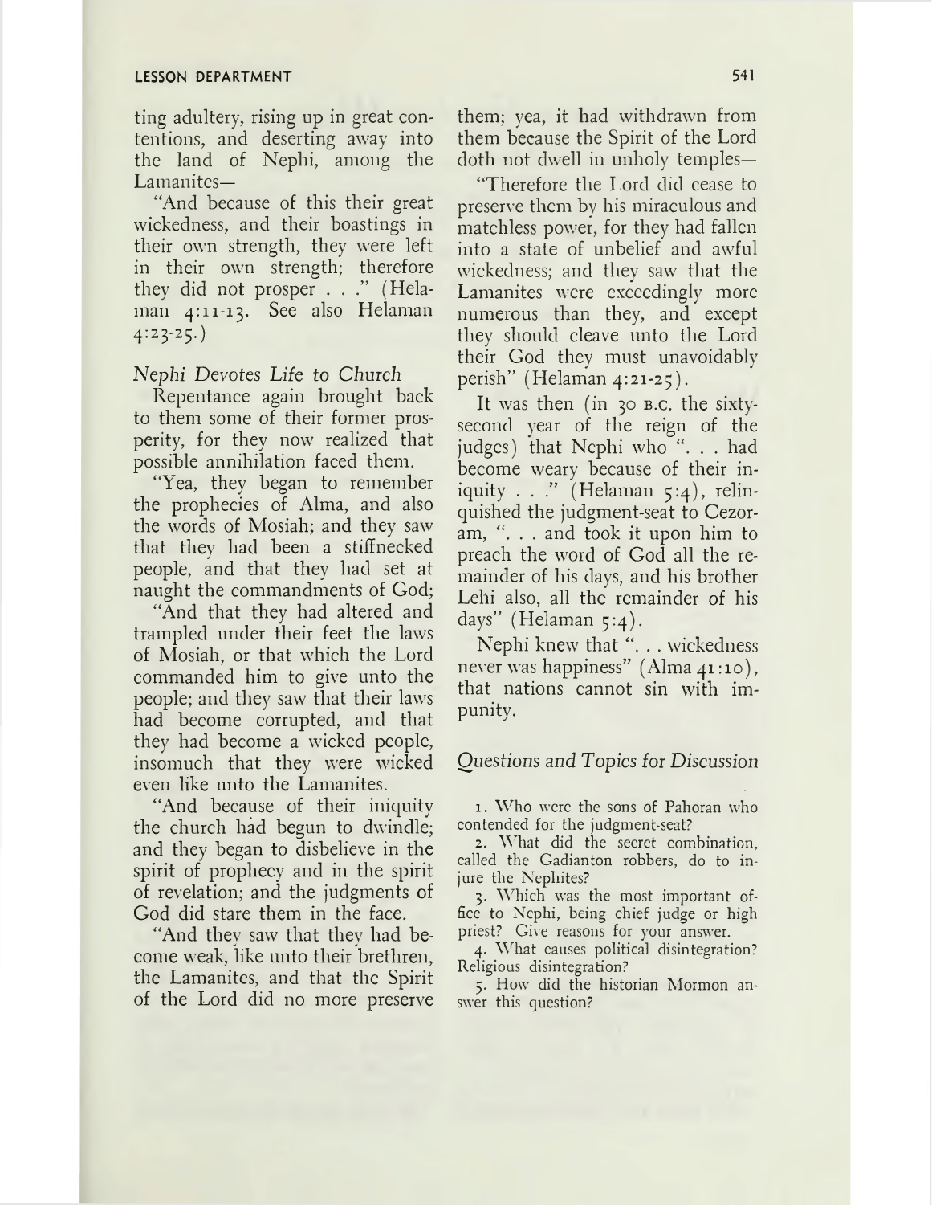ting adultery, rising up in great contentions, and deserting away into the land of Nephi, among the Lamanites—

"And because of this their great wickedness, and their boastings in their own strength, they were left in their own strength; therefore they did not prosper . . ." (Helaman 4:11-13. See also Helaman 4:23-25.)

*Nephi Devotes Life to Church*

Repentance again brought back to them some of their former prosperity, for they now realized that possible annihilation faced them.

"Yea, they began to remember the prophecies of Alma, and also the words of Mosiah; and they saw that they had been a stiffnecked people, and that they had set at naught the commandments of God;

"And that they had altered and trampled under their feet the laws of Mosiah, or that which the Lord commanded him to give unto the people; and they saw that their laws had become corrupted, and that they had become a wicked people, insomuch that they were wicked even like unto the Lamanites.

"And because of their iniquity the church had begun to dwindle; and they began to disbelieve in the spirit of prophecy and in the spirit of revelation; and the judgments of God did stare them in the face.

"And they saw that they had become weak, like unto their brethren, the Lamanites, and that the Spirit of the Lord did no more preserve them; yea, it had withdrawn from them because the Spirit of the Lord doth not dwell in unholy temples—

"Therefore the Lord did cease to preserve them by his miraculous and matchless power, for they had fallen into a state of unbelief and awful wickedness; and they saw that the Lamanites were exceedingly more numerous than they, and except they should cleave unto the Lord their God they must unavoidably perish" (Helaman 4:21-25).

It was then (in 30 B.C. the sixty-second year of the reign of the judges) that Nephi who ". . . had become weary because of their iniquity . . ." (Helaman 5:4), relinquished the judgment-seat to Cezoram, ". . . and took it upon him to preach the word of God all the remainder of his days, and his brother Lehi also, all the remainder of his days" (Helaman 5:4).

Nephi knew that ". . . wickedness never was happiness" (Alma 41:10), that nations cannot sin with impunity.

*Questions and Topics for Discussion*

1. Who were the sons of Pahoran who contended for the judgment-seat?

2. What did the secret combination, called the Gadianton robbers, do to injure the Nephites?

3. Which was the most important office to Nephi, being chief judge or high priest? Give reasons for your answer.

4. What causes political disintegration? Religious disintegration?

5. How did the historian Mormon answer this question?